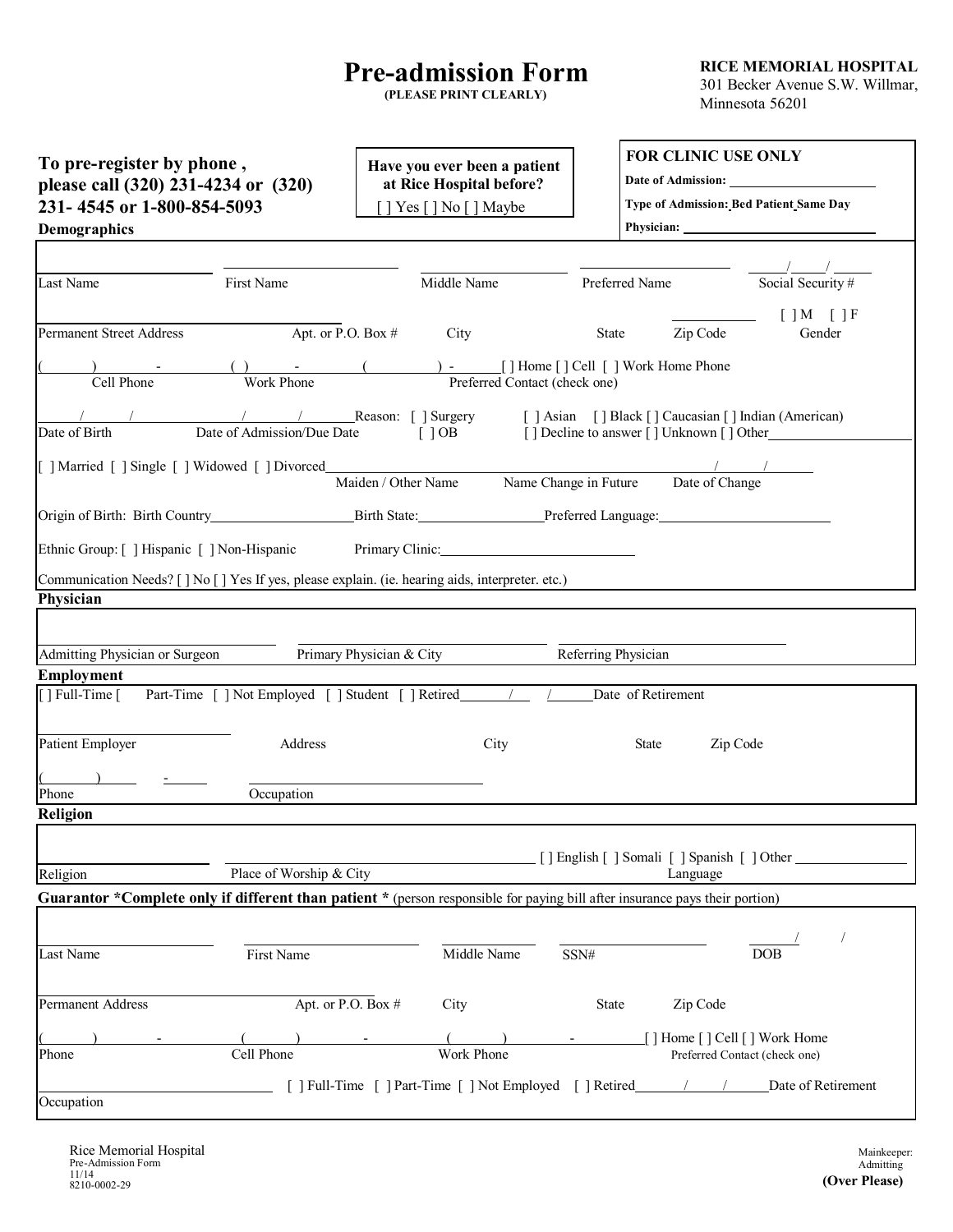# Pre-admission Form

**(PLEASE PRINT CLEARLY)**

**RICE MEMORIAL HOSPITAL**
301 Becker Avenue S.W. Willmar, Minnesota 56201

**To pre-register by phone , please call (320) 231-4234 or (320) 231- 4545 or 1-800-854-5093**

**Have you ever been a patient at Rice Hospital before?**
[ ] Yes [ ] No [ ] Maybe

**FOR CLINIC USE ONLY**
**Date of Admission:** ______________________
**Type of Admission: Bed Patient Same Day**
**Physician:** ______________________

## Demographics

Last Name ______ First Name ______ Middle Name ______ Preferred Name ______ Social Security # ___/___/___

Permanent Street Address ______ Apt. or P.O. Box # ______ City ______ State ______ Zip Code ______ Gender [ ] M [ ] F

Cell Phone ( ) - Work Phone ( ) - Preferred Contact (check one) ( ) - [ ] Home [ ] Cell [ ] Work Home Phone

Date of Birth ___/___/___ Date of Admission/Due Date ___/___/___ Reason: [ ] Surgery [ ] OB [ ] Asian [ ] Black [ ] Caucasian [ ] Indian (American) [ ] Decline to answer [ ] Unknown [ ] Other______

[ ] Married [ ] Single [ ] Widowed [ ] Divorced ______ Maiden / Other Name ______ Name Change in Future ______ Date of Change ___/___/___

Origin of Birth: Birth Country______ Birth State:______ Preferred Language:______

Ethnic Group: [ ] Hispanic [ ] Non-Hispanic Primary Clinic:______

Communication Needs? [ ] No [ ] Yes If yes, please explain. (ie. hearing aids, interpreter. etc.)

## Physician

Admitting Physician or Surgeon ______ Primary Physician & City ______ Referring Physician ______

## Employment

[ ] Full-Time [ Part-Time [ ] Not Employed [ ] Student [ ] Retired___/___/___ Date of Retirement

Patient Employer ______ Address ______ City ______ State ______ Zip Code ______

Phone ( ) - ______ Occupation ______

## Religion

Religion ______ Place of Worship & City ______ [ ] English [ ] Somali [ ] Spanish [ ] Other ______ Language

## Guarantor *Complete only if different than patient * (person responsible for paying bill after insurance pays their portion)

Last Name ______ First Name ______ Middle Name ______ SSN# ______ DOB ___/___/___

Permanent Address ______ Apt. or P.O. Box # ______ City ______ State ______ Zip Code ______

Phone ( ) - Cell Phone ( ) - Work Phone ( ) - [ ] Home [ ] Cell [ ] Work Home Preferred Contact (check one)

Occupation ______ [ ] Full-Time [ ] Part-Time [ ] Not Employed [ ] Retired___/___/___ Date of Retirement

Rice Memorial Hospital
Pre-Admission Form
11/14
8210-0002-29

Mainkeeper: Admitting

**(Over Please)**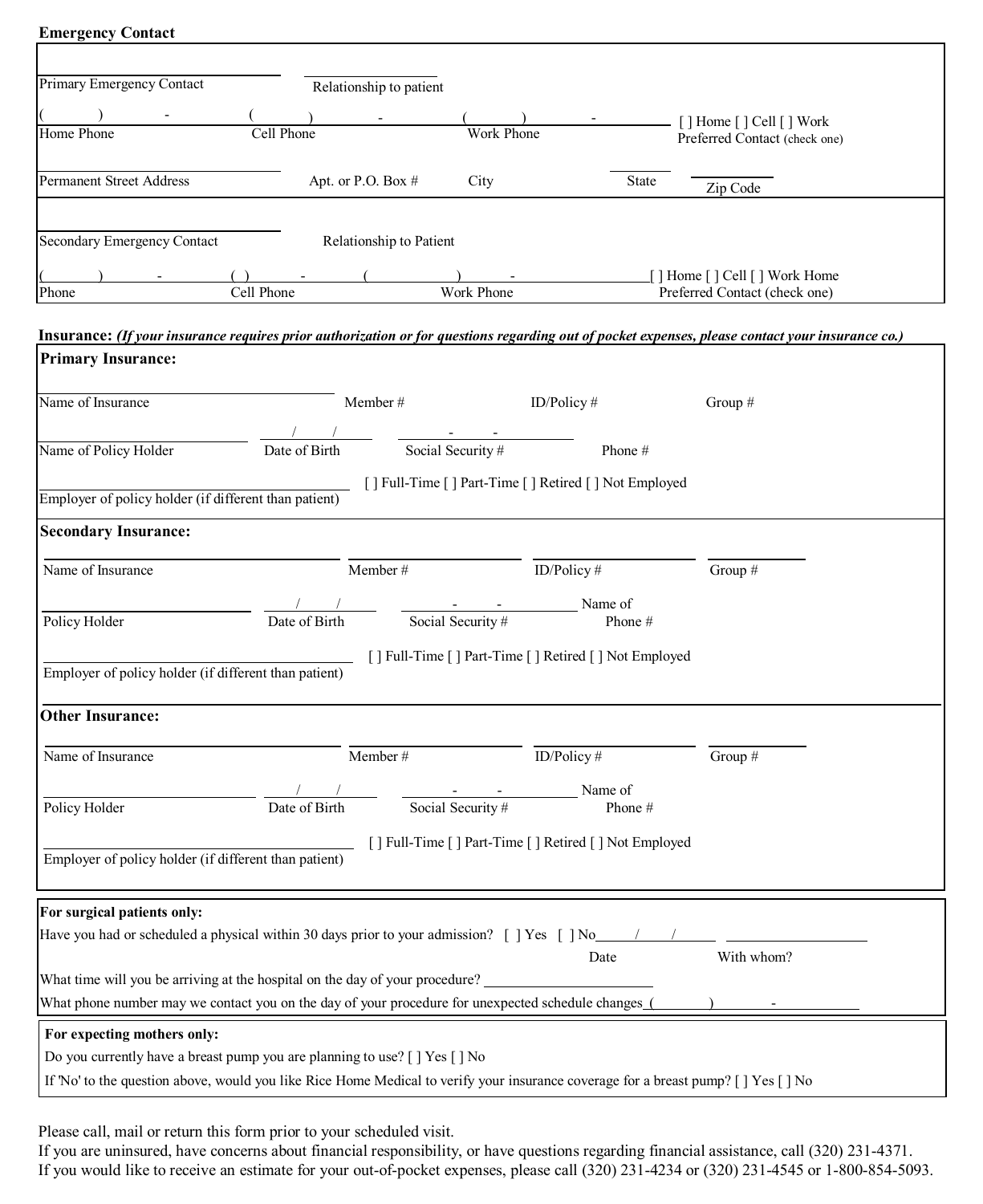**Emergency Contact**

Primary Emergency Contact ____________________ Relationship to patient ____________________

(          )          -          (          )          -          (          )          -          
Home Phone          Cell Phone          Work Phone          [ ] Home [ ] Cell [ ] Work
Preferred Contact (check one)

Permanent Street Address          Apt. or P.O. Box #          City          State          Zip Code

Secondary Emergency Contact          Relationship to Patient

(          )          -          (  )          -          (          )          -          
Phone          Cell Phone          Work Phone          [ ] Home [ ] Cell [ ] Work Home
Preferred Contact (check one)

**Insurance:** ***(If your insurance requires prior authorization or for questions regarding out of pocket expenses, please contact your insurance co.)***

**Primary Insurance:**

Name of Insurance          Member #          ID/Policy #          Group #

Name of Policy Holder          /     /     Date of Birth          -     -     Social Security #          Phone #

Employer of policy holder (if different than patient)          [ ] Full-Time [ ] Part-Time [ ] Retired [ ] Not Employed

**Secondary Insurance:**

Name of Insurance          Member #          ID/Policy #          Group #

Policy Holder          /     /     Date of Birth          -     -     Social Security #          Name of Phone #

Employer of policy holder (if different than patient)          [ ] Full-Time [ ] Part-Time [ ] Retired [ ] Not Employed

**Other Insurance:**

Name of Insurance          Member #          ID/Policy #          Group #

Policy Holder          /     /     Date of Birth          -     -     Social Security #          Name of Phone #

Employer of policy holder (if different than patient)          [ ] Full-Time [ ] Part-Time [ ] Retired [ ] Not Employed

**For surgical patients only:**

Have you had or scheduled a physical within 30 days prior to your admission? [ ] Yes [ ] No____/____/____ ____________________
Date          With whom?

What time will you be arriving at the hospital on the day of your procedure? ____________________

What phone number may we contact you on the day of your procedure for unexpected schedule changes (          )          -          

**For expecting mothers only:**

Do you currently have a breast pump you are planning to use? [ ] Yes [ ] No

If 'No' to the question above, would you like Rice Home Medical to verify your insurance coverage for a breast pump? [ ] Yes [ ] No

Please call, mail or return this form prior to your scheduled visit.
If you are uninsured, have concerns about financial responsibility, or have questions regarding financial assistance, call (320) 231-4371.
If you would like to receive an estimate for your out-of-pocket expenses, please call (320) 231-4234 or (320) 231-4545 or 1-800-854-5093.